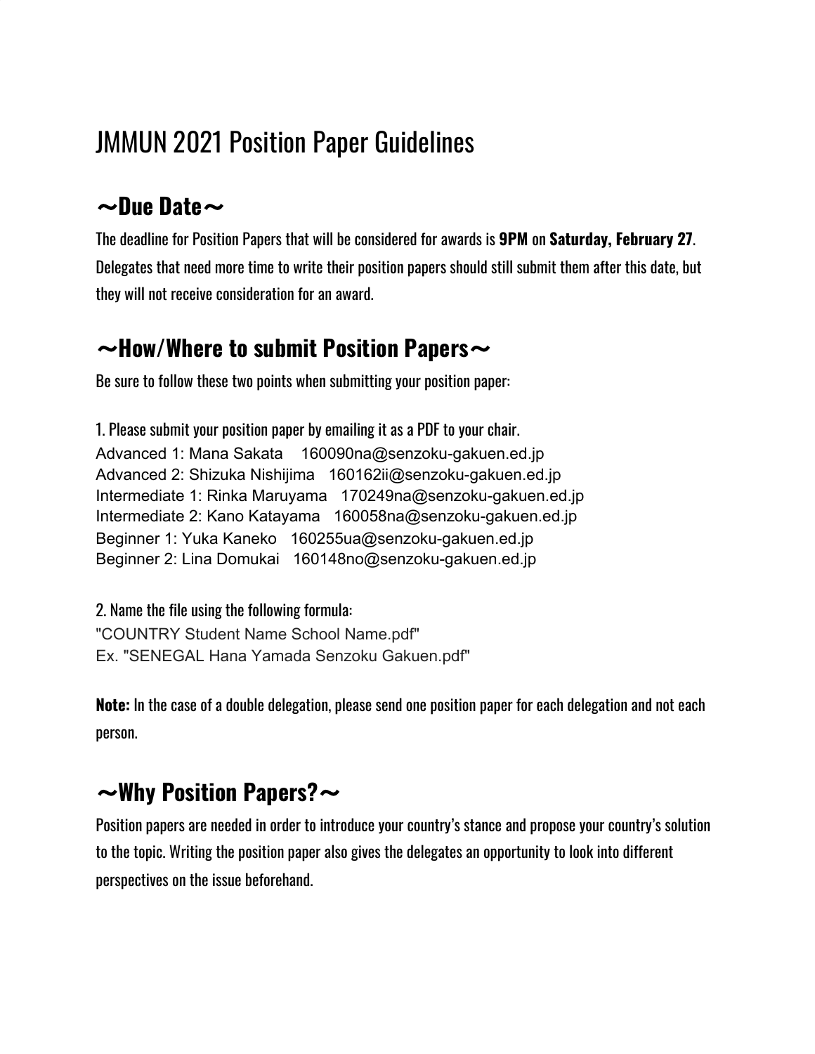# JMMUN 2021 Position Paper Guidelines

## ～Due Date～

The deadline for Position Papers that will be considered for awards is **9PM** on **Saturday, February 27**. Delegates that need more time to write their position papers should still submit them after this date, but they will not receive consideration for an award.

## ～How/Where to submit Position Papers～

Be sure to follow these two points when submitting your position paper:

1. Please submit your position paper by emailing it as a PDF to your chair.
Advanced 1: Mana Sakata    160090na@senzoku-gakuen.ed.jp
Advanced 2: Shizuka Nishijima   160162ii@senzoku-gakuen.ed.jp
Intermediate 1: Rinka Maruyama   170249na@senzoku-gakuen.ed.jp
Intermediate 2: Kano Katayama   160058na@senzoku-gakuen.ed.jp
Beginner 1: Yuka Kaneko   160255ua@senzoku-gakuen.ed.jp
Beginner 2: Lina Domukai   160148no@senzoku-gakuen.ed.jp

2. Name the file using the following formula:
"COUNTRY Student Name School Name.pdf"
Ex. "SENEGAL Hana Yamada Senzoku Gakuen.pdf"

**Note:** In the case of a double delegation, please send one position paper for each delegation and not each person.

## ～Why Position Papers?～

Position papers are needed in order to introduce your country's stance and propose your country's solution to the topic. Writing the position paper also gives the delegates an opportunity to look into different perspectives on the issue beforehand.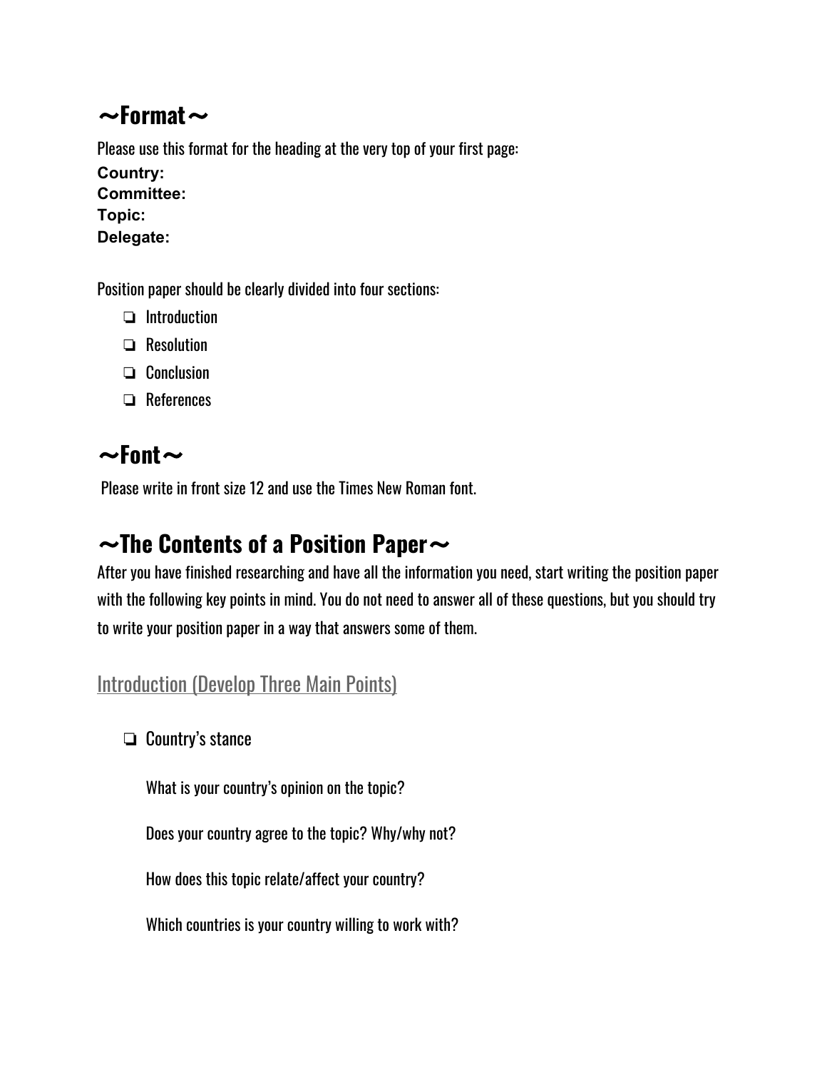## ~Format~

Please use this format for the heading at the very top of your first page:

**Country:**
**Committee:**
**Topic:**
**Delegate:**

Position paper should be clearly divided into four sections:

- ❏ Introduction
- ❏ Resolution
- ❏ Conclusion
- ❏ References

## ~Font~

Please write in front size 12 and use the Times New Roman font.

## ~The Contents of a Position Paper~

After you have finished researching and have all the information you need, start writing the position paper with the following key points in mind. You do not need to answer all of these questions, but you should try to write your position paper in a way that answers some of them.

### Introduction (Develop Three Main Points)

- ❏ Country's stance

  What is your country's opinion on the topic?

  Does your country agree to the topic? Why/why not?

  How does this topic relate/affect your country?

  Which countries is your country willing to work with?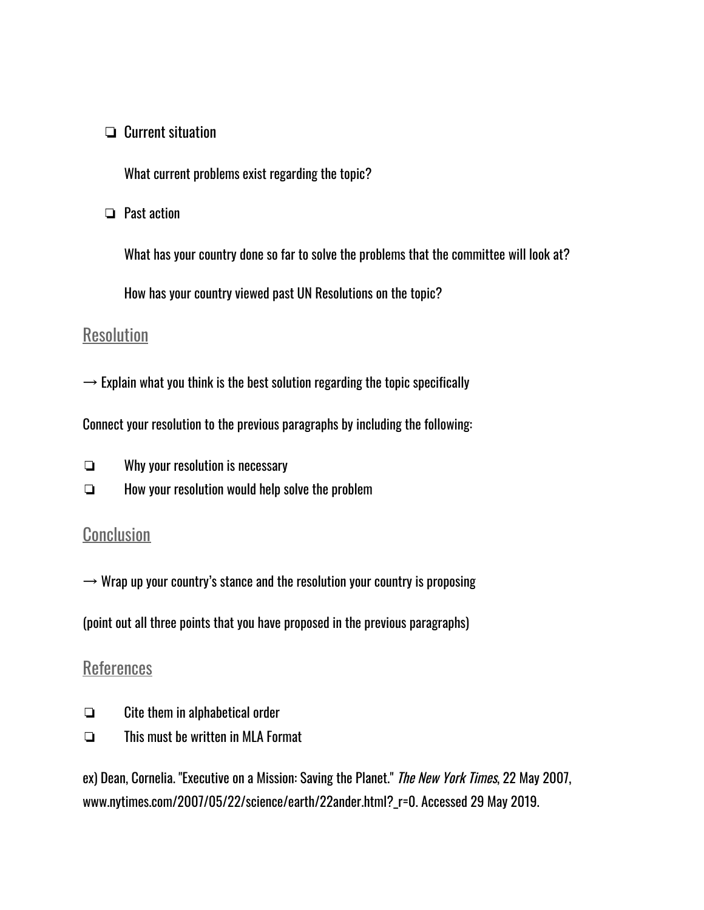- [ ] Current situation

  What current problems exist regarding the topic?

- [ ] Past action

  What has your country done so far to solve the problems that the committee will look at?

  How has your country viewed past UN Resolutions on the topic?

## Resolution

→ Explain what you think is the best solution regarding the topic specifically

Connect your resolution to the previous paragraphs by including the following:

- [ ] Why your resolution is necessary
- [ ] How your resolution would help solve the problem

## Conclusion

→ Wrap up your country's stance and the resolution your country is proposing

(point out all three points that you have proposed in the previous paragraphs)

## References

- [ ] Cite them in alphabetical order
- [ ] This must be written in MLA Format

ex) Dean, Cornelia. "Executive on a Mission: Saving the Planet." *The New York Times*, 22 May 2007, www.nytimes.com/2007/05/22/science/earth/22ander.html?_r=0. Accessed 29 May 2019.